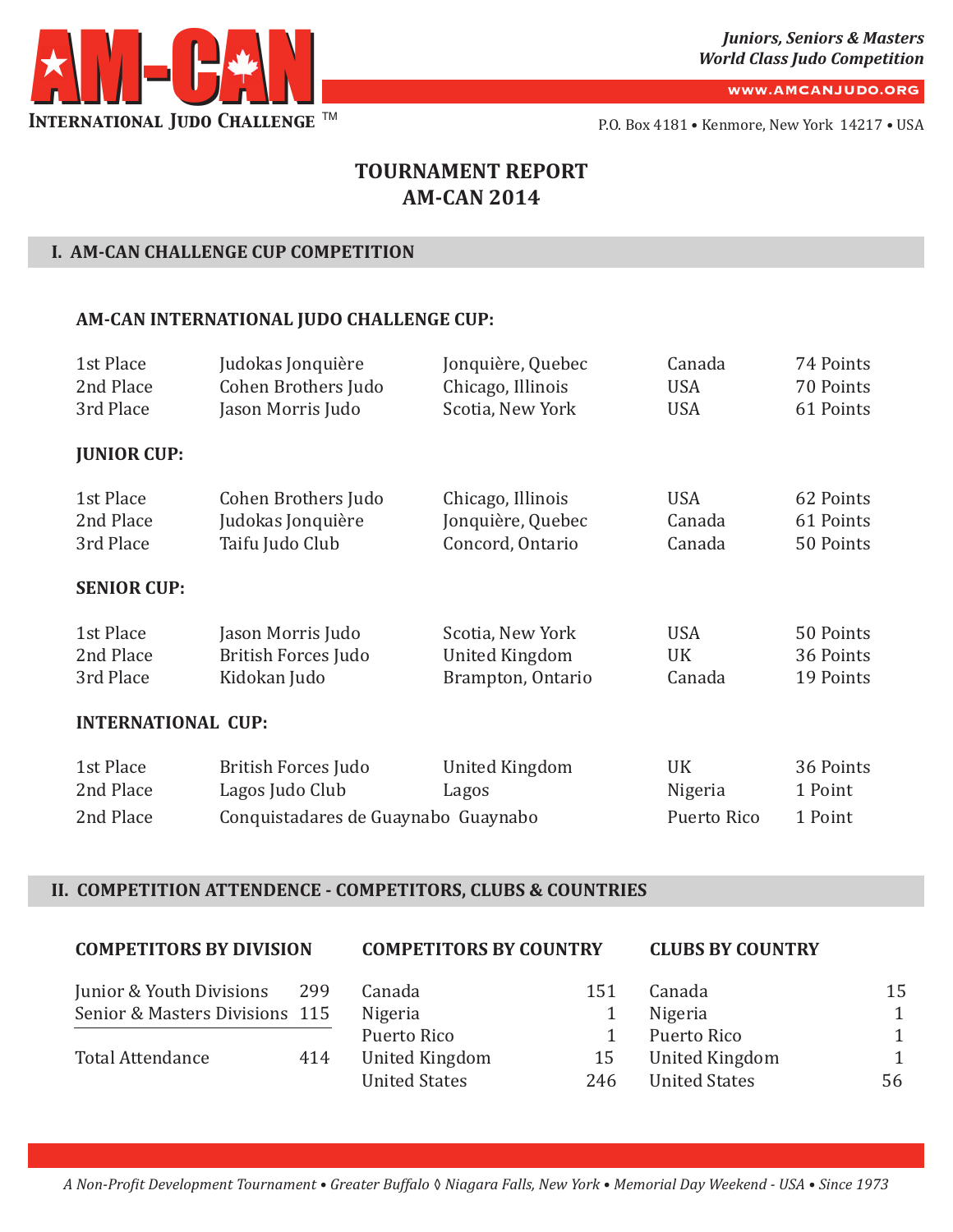AM-CAN
International Judo Challenge ™

*Juniors, Seniors & Masters*
*World Class Judo Competition*

www.AMCANJUDO.ORG

P.O. Box 4181 • Kenmore, New York 14217 • USA

# TOURNAMENT REPORT
# AM-CAN 2014

## I. AM-CAN CHALLENGE CUP COMPETITION

### AM-CAN INTERNATIONAL JUDO CHALLENGE CUP:

| | | | | |
|---|---|---|---|---|
| 1st Place | Judokas Jonquière | Jonquière, Quebec | Canada | 74 Points |
| 2nd Place | Cohen Brothers Judo | Chicago, Illinois | USA | 70 Points |
| 3rd Place | Jason Morris Judo | Scotia, New York | USA | 61 Points |

### JUNIOR CUP:

| | | | | |
|---|---|---|---|---|
| 1st Place | Cohen Brothers Judo | Chicago, Illinois | USA | 62 Points |
| 2nd Place | Judokas Jonquière | Jonquière, Quebec | Canada | 61 Points |
| 3rd Place | Taifu Judo Club | Concord, Ontario | Canada | 50 Points |

### SENIOR CUP:

| | | | | |
|---|---|---|---|---|
| 1st Place | Jason Morris Judo | Scotia, New York | USA | 50 Points |
| 2nd Place | British Forces Judo | United Kingdom | UK | 36 Points |
| 3rd Place | Kidokan Judo | Brampton, Ontario | Canada | 19 Points |

### INTERNATIONAL CUP:

| | | | | |
|---|---|---|---|---|
| 1st Place | British Forces Judo | United Kingdom | UK | 36 Points |
| 2nd Place | Lagos Judo Club | Lagos | Nigeria | 1 Point |
| 2nd Place | Conquistadares de Guaynabo | Guaynabo | Puerto Rico | 1 Point |

## II. COMPETITION ATTENDENCE - COMPETITORS, CLUBS & COUNTRIES

### COMPETITORS BY DIVISION

| | |
|---|---|
| Junior & Youth Divisions | 299 |
| Senior & Masters Divisions | 115 |
| Total Attendance | 414 |

### COMPETITORS BY COUNTRY

| | |
|---|---|
| Canada | 151 |
| Nigeria | 1 |
| Puerto Rico | 1 |
| United Kingdom | 15 |
| United States | 246 |

### CLUBS BY COUNTRY

| | |
|---|---|
| Canada | 15 |
| Nigeria | 1 |
| Puerto Rico | 1 |
| United Kingdom | 1 |
| United States | 56 |

*A Non-Profit Development Tournament • Greater Buffalo ◊ Niagara Falls, New York • Memorial Day Weekend - USA • Since 1973*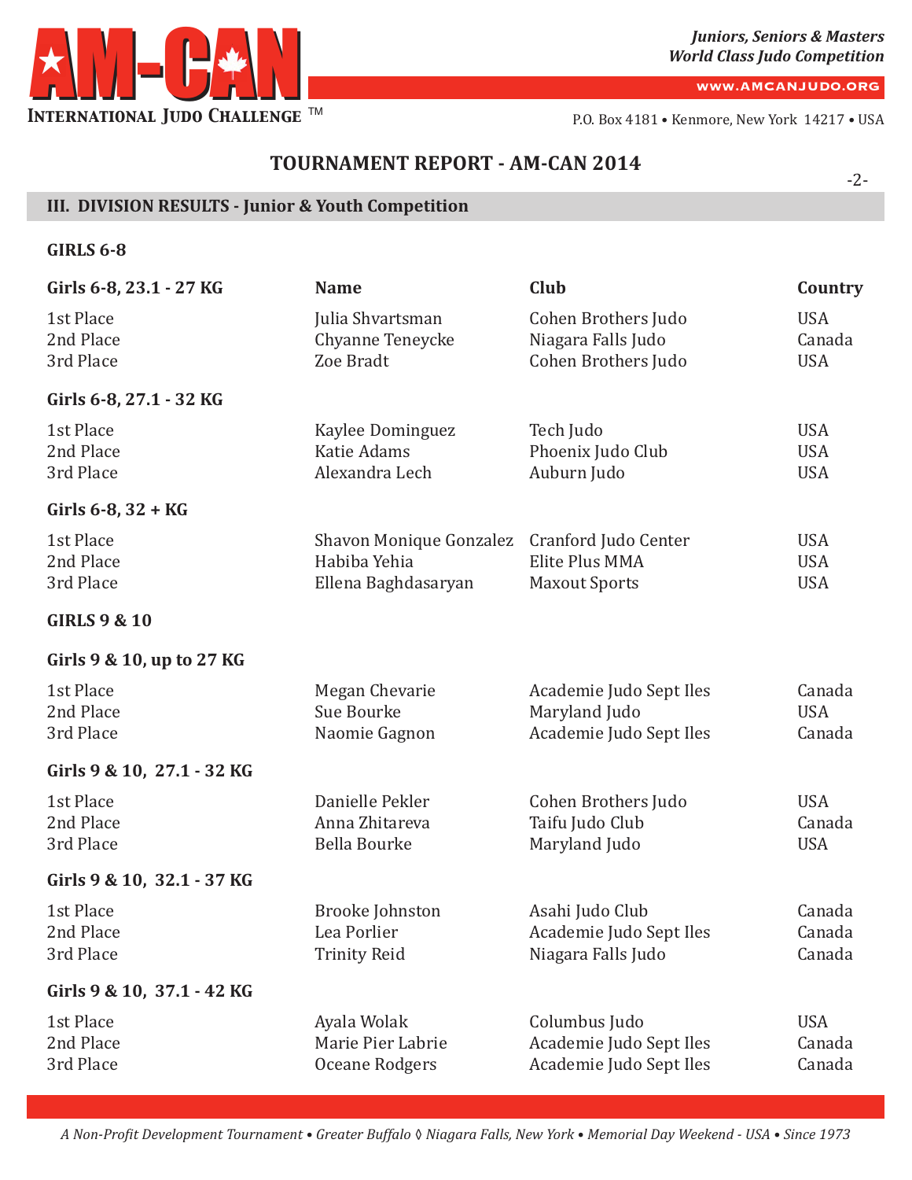## TOURNAMENT REPORT - AM-CAN 2014

### III. DIVISION RESULTS - Junior & Youth Competition

**GIRLS 6-8**

| Girls 6-8, 23.1 - 27 KG | Name | Club | Country |
|---|---|---|---|
| 1st Place | Julia Shvartsman | Cohen Brothers Judo | USA |
| 2nd Place | Chyanne Teneycke | Niagara Falls Judo | Canada |
| 3rd Place | Zoe Bradt | Cohen Brothers Judo | USA |

**Girls 6-8, 27.1 - 32 KG**

| Place | Name | Club | Country |
|---|---|---|---|
| 1st Place | Kaylee Dominguez | Tech Judo | USA |
| 2nd Place | Katie Adams | Phoenix Judo Club | USA |
| 3rd Place | Alexandra Lech | Auburn Judo | USA |

**Girls 6-8, 32 + KG**

| Place | Name | Club | Country |
|---|---|---|---|
| 1st Place | Shavon Monique Gonzalez | Cranford Judo Center | USA |
| 2nd Place | Habiba Yehia | Elite Plus MMA | USA |
| 3rd Place | Ellena Baghdasaryan | Maxout Sports | USA |

**GIRLS 9 & 10**

**Girls 9 & 10, up to 27 KG**

| Place | Name | Club | Country |
|---|---|---|---|
| 1st Place | Megan Chevarie | Academie Judo Sept Iles | Canada |
| 2nd Place | Sue Bourke | Maryland Judo | USA |
| 3rd Place | Naomie Gagnon | Academie Judo Sept Iles | Canada |

**Girls 9 & 10, 27.1 - 32 KG**

| Place | Name | Club | Country |
|---|---|---|---|
| 1st Place | Danielle Pekler | Cohen Brothers Judo | USA |
| 2nd Place | Anna Zhitareva | Taifu Judo Club | Canada |
| 3rd Place | Bella Bourke | Maryland Judo | USA |

**Girls 9 & 10, 32.1 - 37 KG**

| Place | Name | Club | Country |
|---|---|---|---|
| 1st Place | Brooke Johnston | Asahi Judo Club | Canada |
| 2nd Place | Lea Porlier | Academie Judo Sept Iles | Canada |
| 3rd Place | Trinity Reid | Niagara Falls Judo | Canada |

**Girls 9 & 10, 37.1 - 42 KG**

| Place | Name | Club | Country |
|---|---|---|---|
| 1st Place | Ayala Wolak | Columbus Judo | USA |
| 2nd Place | Marie Pier Labrie | Academie Judo Sept Iles | Canada |
| 3rd Place | Oceane Rodgers | Academie Judo Sept Iles | Canada |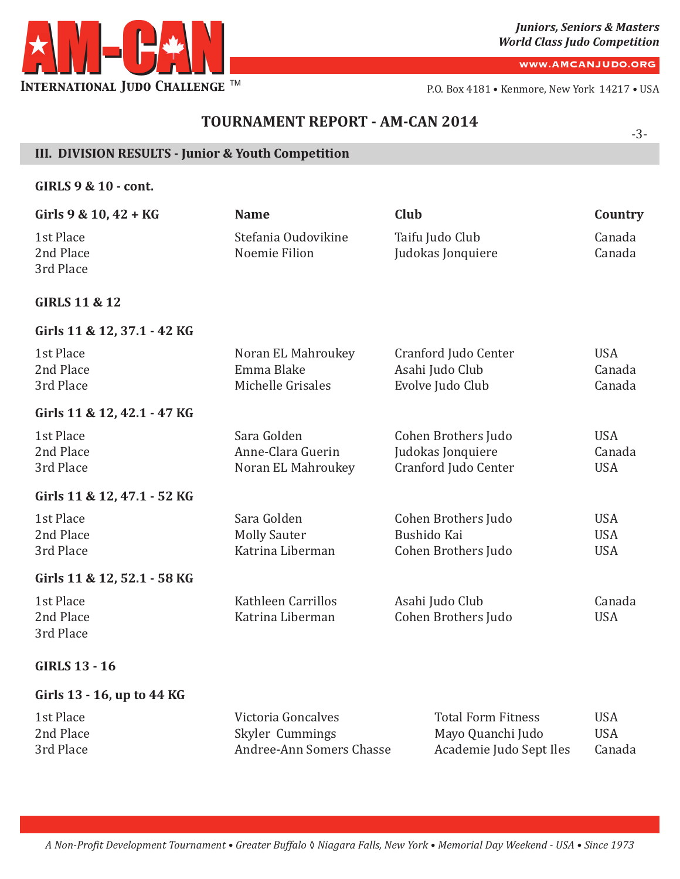## TOURNAMENT REPORT - AM-CAN 2014

## III. DIVISION RESULTS - Junior & Youth Competition

### GIRLS 9 & 10 - cont.

| Girls 9 & 10, 42 + KG | Name | Club | Country |
|---|---|---|---|
| 1st Place | Stefania Oudovikine | Taifu Judo Club | Canada |
| 2nd Place | Noemie Filion | Judokas Jonquiere | Canada |
| 3rd Place | | | |

### GIRLS 11 & 12

**Girls 11 & 12, 37.1 - 42 KG**

| | | | |
|---|---|---|---|
| 1st Place | Noran EL Mahroukey | Cranford Judo Center | USA |
| 2nd Place | Emma Blake | Asahi Judo Club | Canada |
| 3rd Place | Michelle Grisales | Evolve Judo Club | Canada |

**Girls 11 & 12, 42.1 - 47 KG**

| | | | |
|---|---|---|---|
| 1st Place | Sara Golden | Cohen Brothers Judo | USA |
| 2nd Place | Anne-Clara Guerin | Judokas Jonquiere | Canada |
| 3rd Place | Noran EL Mahroukey | Cranford Judo Center | USA |

**Girls 11 & 12, 47.1 - 52 KG**

| | | | |
|---|---|---|---|
| 1st Place | Sara Golden | Cohen Brothers Judo | USA |
| 2nd Place | Molly Sauter | Bushido Kai | USA |
| 3rd Place | Katrina Liberman | Cohen Brothers Judo | USA |

**Girls 11 & 12, 52.1 - 58 KG**

| | | | |
|---|---|---|---|
| 1st Place | Kathleen Carrillos | Asahi Judo Club | Canada |
| 2nd Place | Katrina Liberman | Cohen Brothers Judo | USA |
| 3rd Place | | | |

### GIRLS 13 - 16

**Girls 13 - 16, up to 44 KG**

| | | | |
|---|---|---|---|
| 1st Place | Victoria Goncalves | Total Form Fitness | USA |
| 2nd Place | Skyler Cummings | Mayo Quanchi Judo | USA |
| 3rd Place | Andree-Ann Somers Chasse | Academie Judo Sept Iles | Canada |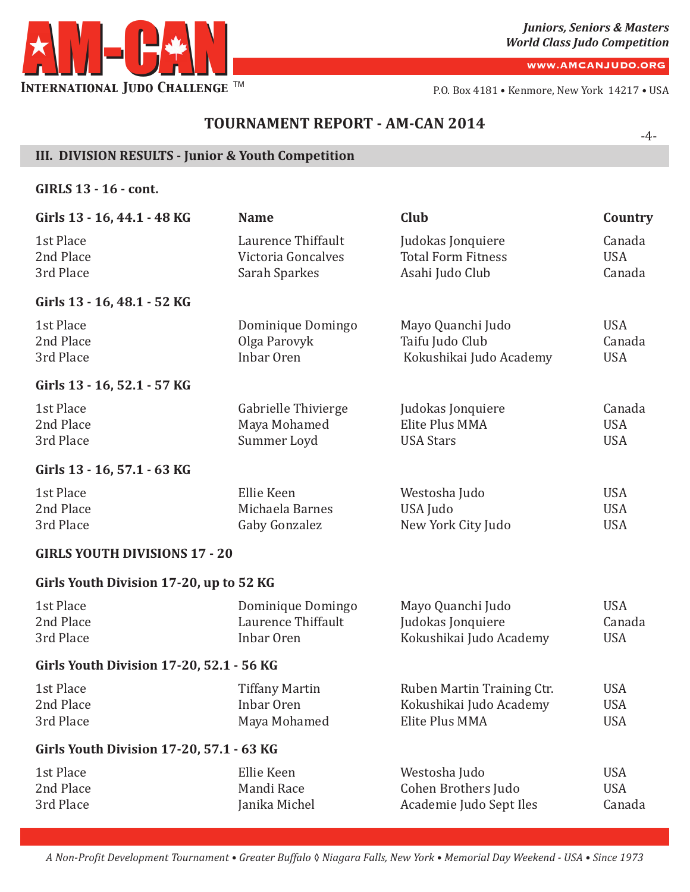## TOURNAMENT REPORT - AM-CAN 2014

### III. DIVISION RESULTS - Junior & Youth Competition

**GIRLS 13 - 16 - cont.**

| Girls 13 - 16, 44.1 - 48 KG | Name | Club | Country |
|---|---|---|---|
| 1st Place | Laurence Thiffault | Judokas Jonquiere | Canada |
| 2nd Place | Victoria Goncalves | Total Form Fitness | USA |
| 3rd Place | Sarah Sparkes | Asahi Judo Club | Canada |

**Girls 13 - 16, 48.1 - 52 KG**

| | | | |
|---|---|---|---|
| 1st Place | Dominique Domingo | Mayo Quanchi Judo | USA |
| 2nd Place | Olga Parovyk | Taifu Judo Club | Canada |
| 3rd Place | Inbar Oren | Kokushikai Judo Academy | USA |

**Girls 13 - 16, 52.1 - 57 KG**

| | | | |
|---|---|---|---|
| 1st Place | Gabrielle Thivierge | Judokas Jonquiere | Canada |
| 2nd Place | Maya Mohamed | Elite Plus MMA | USA |
| 3rd Place | Summer Loyd | USA Stars | USA |

**Girls 13 - 16, 57.1 - 63 KG**

| | | | |
|---|---|---|---|
| 1st Place | Ellie Keen | Westosha Judo | USA |
| 2nd Place | Michaela Barnes | USA Judo | USA |
| 3rd Place | Gaby Gonzalez | New York City Judo | USA |

**GIRLS YOUTH DIVISIONS 17 - 20**

**Girls Youth Division 17-20, up to 52 KG**

| | | | |
|---|---|---|---|
| 1st Place | Dominique Domingo | Mayo Quanchi Judo | USA |
| 2nd Place | Laurence Thiffault | Judokas Jonquiere | Canada |
| 3rd Place | Inbar Oren | Kokushikai Judo Academy | USA |

**Girls Youth Division 17-20, 52.1 - 56 KG**

| | | | |
|---|---|---|---|
| 1st Place | Tiffany Martin | Ruben Martin Training Ctr. | USA |
| 2nd Place | Inbar Oren | Kokushikai Judo Academy | USA |
| 3rd Place | Maya Mohamed | Elite Plus MMA | USA |

**Girls Youth Division 17-20, 57.1 - 63 KG**

| | | | |
|---|---|---|---|
| 1st Place | Ellie Keen | Westosha Judo | USA |
| 2nd Place | Mandi Race | Cohen Brothers Judo | USA |
| 3rd Place | Janika Michel | Academie Judo Sept Iles | Canada |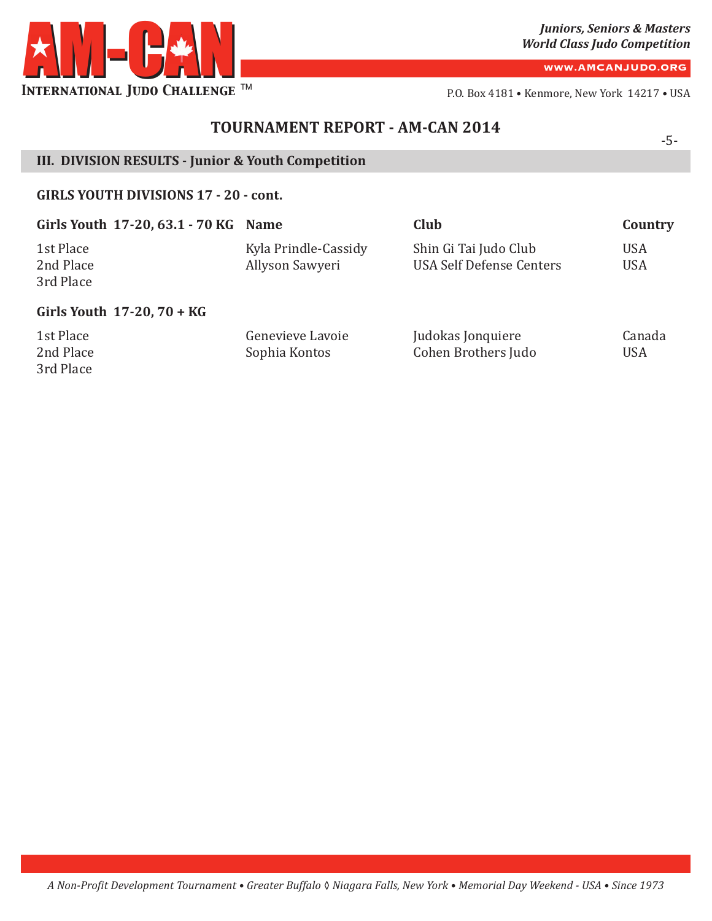## TOURNAMENT REPORT - AM-CAN 2014

### III. DIVISION RESULTS - Junior & Youth Competition

#### GIRLS YOUTH DIVISIONS 17 - 20 - cont.

| Girls Youth 17-20, 63.1 - 70 KG | Name | Club | Country |
|---|---|---|---|
| 1st Place | Kyla Prindle-Cassidy | Shin Gi Tai Judo Club | USA |
| 2nd Place | Allyson Sawyeri | USA Self Defense Centers | USA |
| 3rd Place | | | |

| Girls Youth 17-20, 70 + KG | | | |
|---|---|---|---|
| 1st Place | Genevieve Lavoie | Judokas Jonquiere | Canada |
| 2nd Place | Sophia Kontos | Cohen Brothers Judo | USA |
| 3rd Place | | | |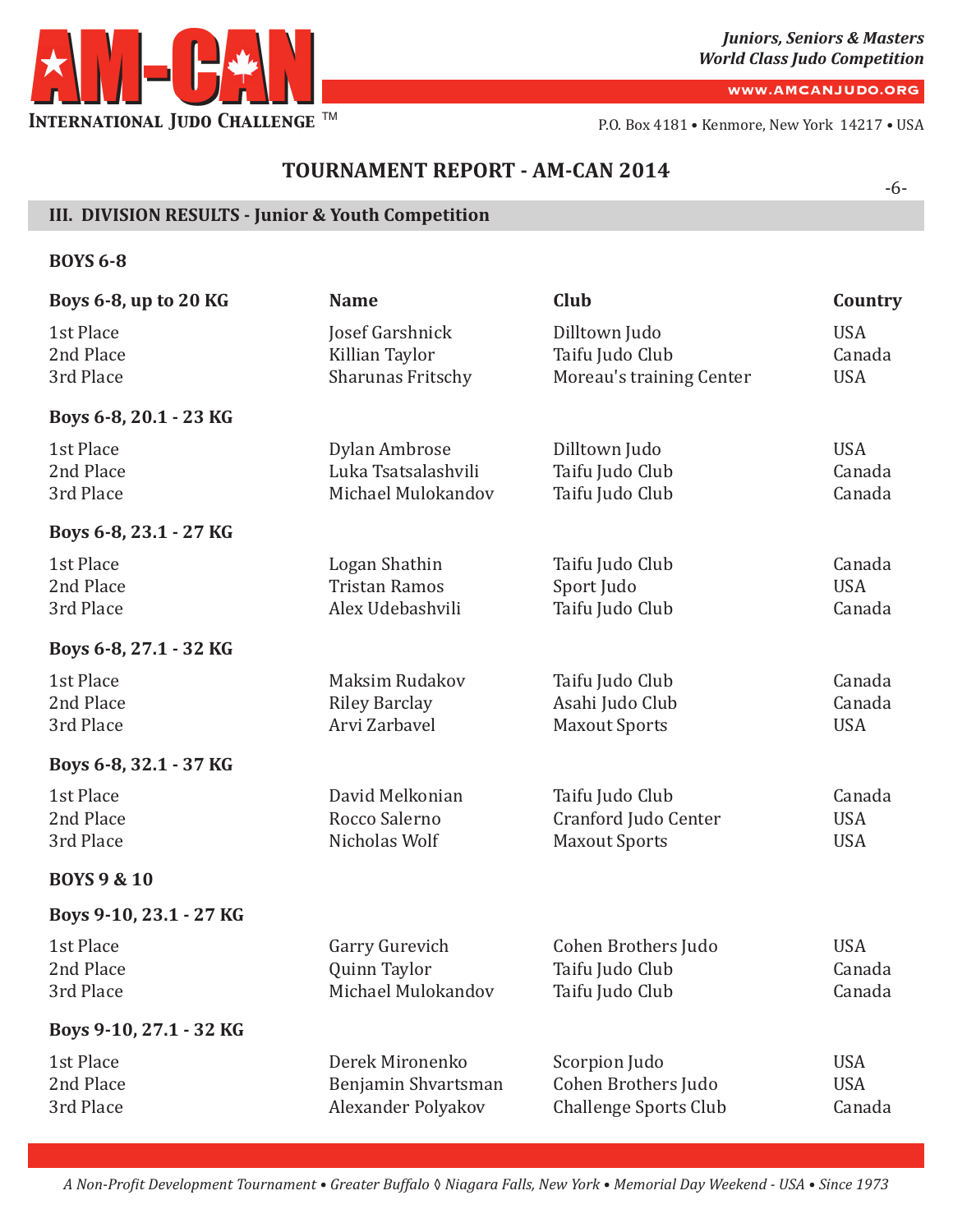## TOURNAMENT REPORT - AM-CAN 2014

### III. DIVISION RESULTS - Junior & Youth Competition

**BOYS 6-8**

| Boys 6-8, up to 20 KG | Name | Club | Country |
|---|---|---|---|
| 1st Place | Josef Garshnick | Dilltown Judo | USA |
| 2nd Place | Killian Taylor | Taifu Judo Club | Canada |
| 3rd Place | Sharunas Fritschy | Moreau's training Center | USA |

| Boys 6-8, 20.1 - 23 KG | | | |
|---|---|---|---|
| 1st Place | Dylan Ambrose | Dilltown Judo | USA |
| 2nd Place | Luka Tsatsalashvili | Taifu Judo Club | Canada |
| 3rd Place | Michael Mulokandov | Taifu Judo Club | Canada |

| Boys 6-8, 23.1 - 27 KG | | | |
|---|---|---|---|
| 1st Place | Logan Shathin | Taifu Judo Club | Canada |
| 2nd Place | Tristan Ramos | Sport Judo | USA |
| 3rd Place | Alex Udebashvili | Taifu Judo Club | Canada |

| Boys 6-8, 27.1 - 32 KG | | | |
|---|---|---|---|
| 1st Place | Maksim Rudakov | Taifu Judo Club | Canada |
| 2nd Place | Riley Barclay | Asahi Judo Club | Canada |
| 3rd Place | Arvi Zarbavel | Maxout Sports | USA |

| Boys 6-8, 32.1 - 37 KG | | | |
|---|---|---|---|
| 1st Place | David Melkonian | Taifu Judo Club | Canada |
| 2nd Place | Rocco Salerno | Cranford Judo Center | USA |
| 3rd Place | Nicholas Wolf | Maxout Sports | USA |

**BOYS 9 & 10**

| Boys 9-10, 23.1 - 27 KG | | | |
|---|---|---|---|
| 1st Place | Garry Gurevich | Cohen Brothers Judo | USA |
| 2nd Place | Quinn Taylor | Taifu Judo Club | Canada |
| 3rd Place | Michael Mulokandov | Taifu Judo Club | Canada |

| Boys 9-10, 27.1 - 32 KG | | | |
|---|---|---|---|
| 1st Place | Derek Mironenko | Scorpion Judo | USA |
| 2nd Place | Benjamin Shvartsman | Cohen Brothers Judo | USA |
| 3rd Place | Alexander Polyakov | Challenge Sports Club | Canada |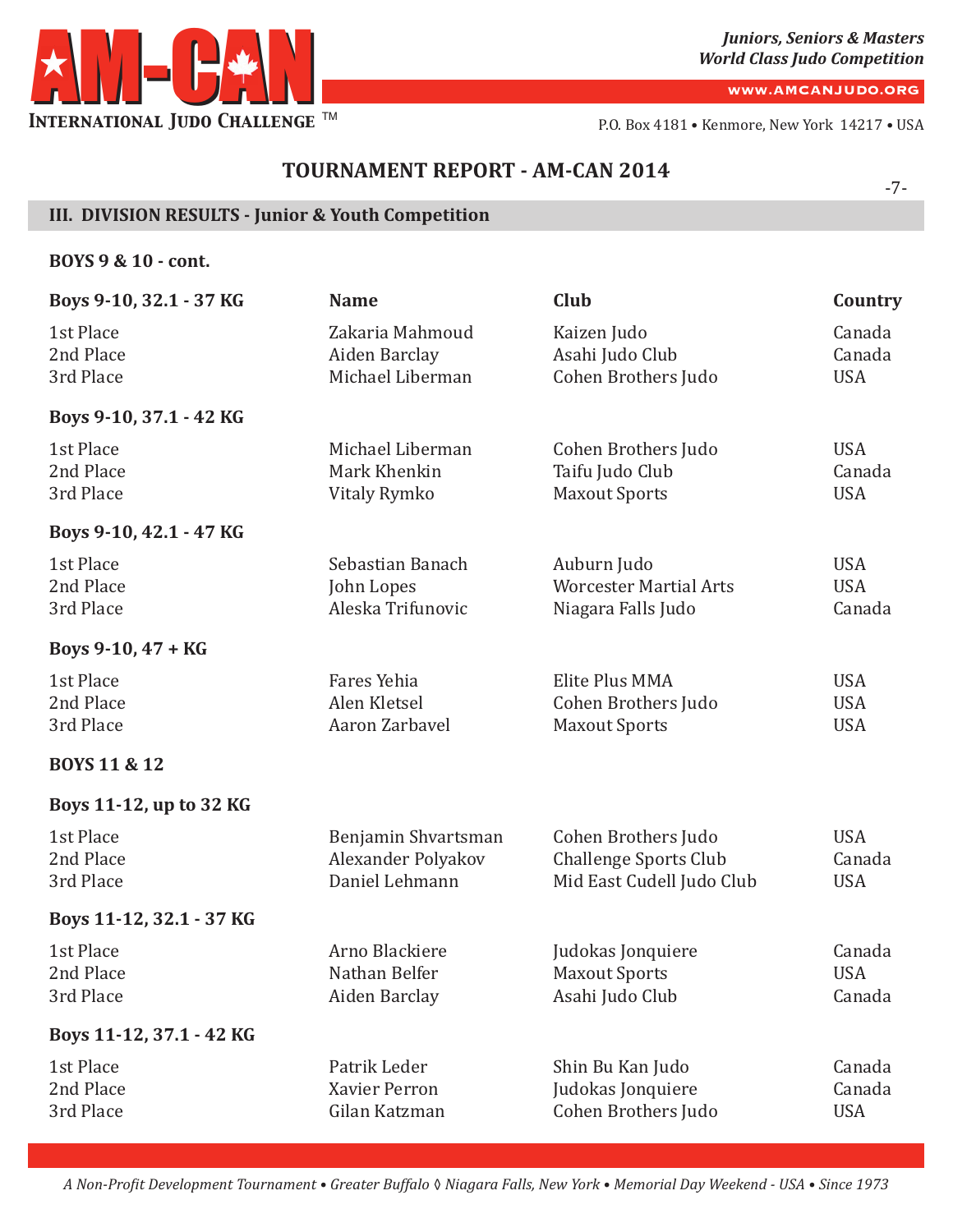## TOURNAMENT REPORT - AM-CAN 2014

### III. DIVISION RESULTS - Junior & Youth Competition

**BOYS 9 & 10 - cont.**

| Boys 9-10, 32.1 - 37 KG | Name | Club | Country |
|---|---|---|---|
| 1st Place | Zakaria Mahmoud | Kaizen Judo | Canada |
| 2nd Place | Aiden Barclay | Asahi Judo Club | Canada |
| 3rd Place | Michael Liberman | Cohen Brothers Judo | USA |

**Boys 9-10, 37.1 - 42 KG**

| | | | |
|---|---|---|---|
| 1st Place | Michael Liberman | Cohen Brothers Judo | USA |
| 2nd Place | Mark Khenkin | Taifu Judo Club | Canada |
| 3rd Place | Vitaly Rymko | Maxout Sports | USA |

**Boys 9-10, 42.1 - 47 KG**

| | | | |
|---|---|---|---|
| 1st Place | Sebastian Banach | Auburn Judo | USA |
| 2nd Place | John Lopes | Worcester Martial Arts | USA |
| 3rd Place | Aleska Trifunovic | Niagara Falls Judo | Canada |

**Boys 9-10, 47 + KG**

| | | | |
|---|---|---|---|
| 1st Place | Fares Yehia | Elite Plus MMA | USA |
| 2nd Place | Alen Kletsel | Cohen Brothers Judo | USA |
| 3rd Place | Aaron Zarbavel | Maxout Sports | USA |

**BOYS 11 & 12**

**Boys 11-12, up to 32 KG**

| | | | |
|---|---|---|---|
| 1st Place | Benjamin Shvartsman | Cohen Brothers Judo | USA |
| 2nd Place | Alexander Polyakov | Challenge Sports Club | Canada |
| 3rd Place | Daniel Lehmann | Mid East Cudell Judo Club | USA |

**Boys 11-12, 32.1 - 37 KG**

| | | | |
|---|---|---|---|
| 1st Place | Arno Blackiere | Judokas Jonquiere | Canada |
| 2nd Place | Nathan Belfer | Maxout Sports | USA |
| 3rd Place | Aiden Barclay | Asahi Judo Club | Canada |

**Boys 11-12, 37.1 - 42 KG**

| | | | |
|---|---|---|---|
| 1st Place | Patrik Leder | Shin Bu Kan Judo | Canada |
| 2nd Place | Xavier Perron | Judokas Jonquiere | Canada |
| 3rd Place | Gilan Katzman | Cohen Brothers Judo | USA |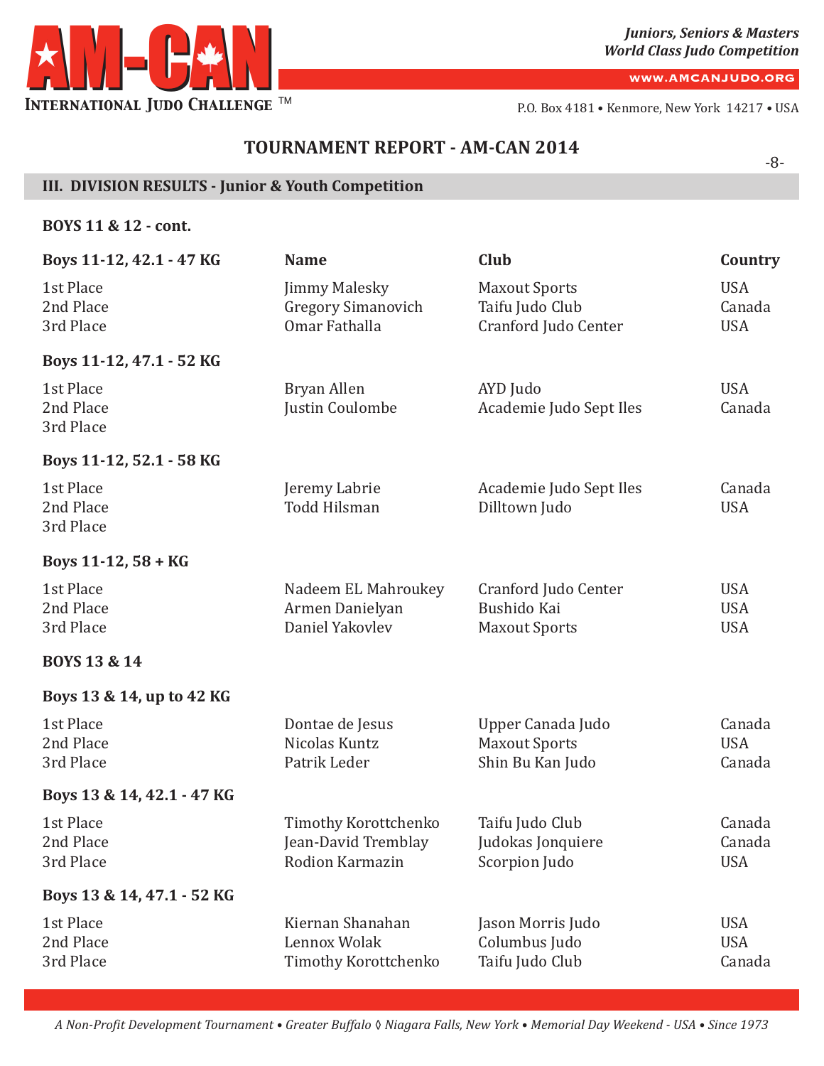## TOURNAMENT REPORT - AM-CAN 2014

### III. DIVISION RESULTS - Junior & Youth Competition

**BOYS 11 & 12 - cont.**

| Boys 11-12, 42.1 - 47 KG | Name | Club | Country |
|---|---|---|---|
| 1st Place | Jimmy Malesky | Maxout Sports | USA |
| 2nd Place | Gregory Simanovich | Taifu Judo Club | Canada |
| 3rd Place | Omar Fathalla | Cranford Judo Center | USA |

| Boys 11-12, 47.1 - 52 KG | | | |
|---|---|---|---|
| 1st Place | Bryan Allen | AYD Judo | USA |
| 2nd Place | Justin Coulombe | Academie Judo Sept Iles | Canada |
| 3rd Place | | | |

| Boys 11-12, 52.1 - 58 KG | | | |
|---|---|---|---|
| 1st Place | Jeremy Labrie | Academie Judo Sept Iles | Canada |
| 2nd Place | Todd Hilsman | Dilltown Judo | USA |
| 3rd Place | | | |

| Boys 11-12, 58 + KG | | | |
|---|---|---|---|
| 1st Place | Nadeem EL Mahroukey | Cranford Judo Center | USA |
| 2nd Place | Armen Danielyan | Bushido Kai | USA |
| 3rd Place | Daniel Yakovlev | Maxout Sports | USA |

**BOYS 13 & 14**

| Boys 13 & 14, up to 42 KG | | | |
|---|---|---|---|
| 1st Place | Dontae de Jesus | Upper Canada Judo | Canada |
| 2nd Place | Nicolas Kuntz | Maxout Sports | USA |
| 3rd Place | Patrik Leder | Shin Bu Kan Judo | Canada |

| Boys 13 & 14, 42.1 - 47 KG | | | |
|---|---|---|---|
| 1st Place | Timothy Korottchenko | Taifu Judo Club | Canada |
| 2nd Place | Jean-David Tremblay | Judokas Jonquiere | Canada |
| 3rd Place | Rodion Karmazin | Scorpion Judo | USA |

| Boys 13 & 14, 47.1 - 52 KG | | | |
|---|---|---|---|
| 1st Place | Kiernan Shanahan | Jason Morris Judo | USA |
| 2nd Place | Lennox Wolak | Columbus Judo | USA |
| 3rd Place | Timothy Korottchenko | Taifu Judo Club | Canada |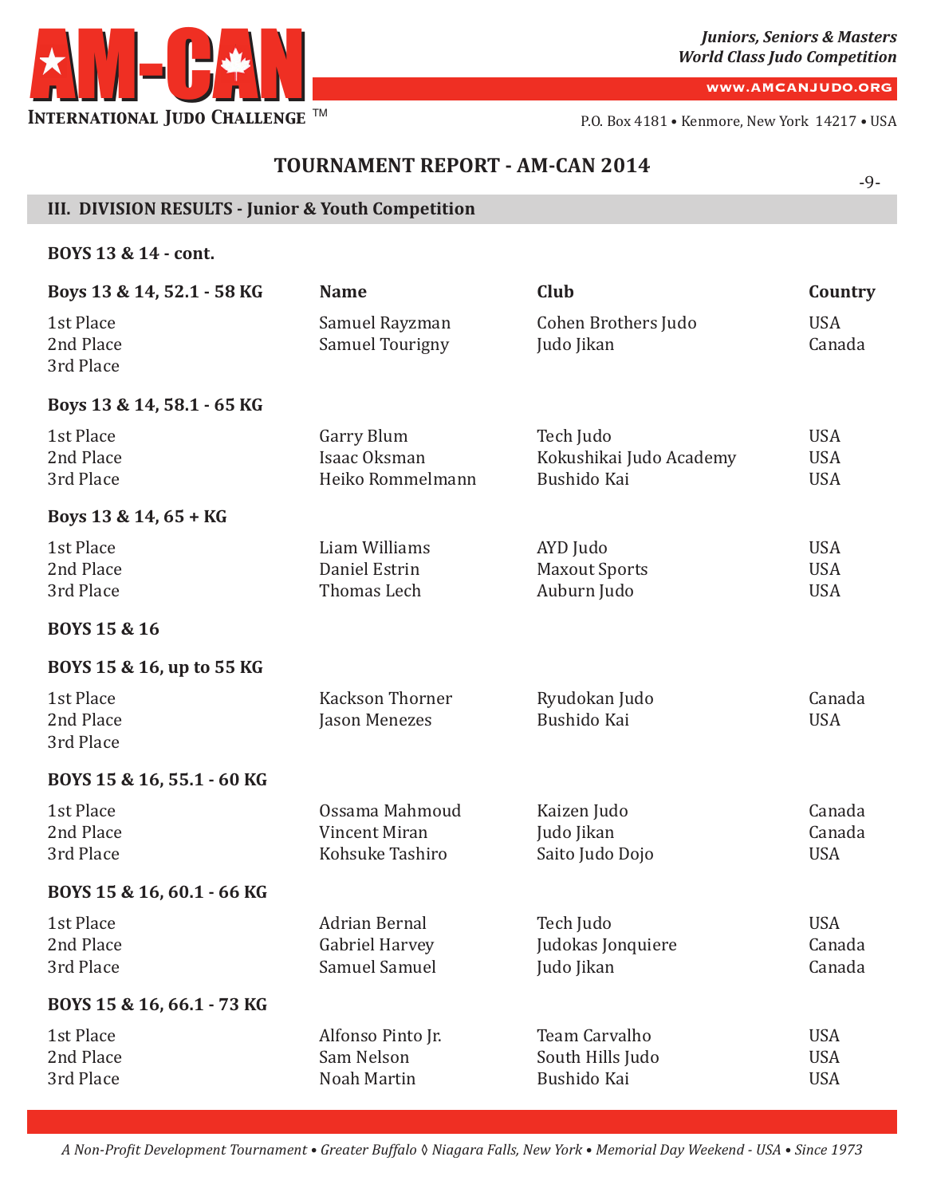## TOURNAMENT REPORT - AM-CAN 2014

### III. DIVISION RESULTS - Junior & Youth Competition

**BOYS 13 & 14 - cont.**

| Boys 13 & 14, 52.1 - 58 KG | Name | Club | Country |
|---|---|---|---|
| 1st Place | Samuel Rayzman | Cohen Brothers Judo | USA |
| 2nd Place | Samuel Tourigny | Judo Jikan | Canada |
| 3rd Place | | | |

| Boys 13 & 14, 58.1 - 65 KG | | | |
|---|---|---|---|
| 1st Place | Garry Blum | Tech Judo | USA |
| 2nd Place | Isaac Oksman | Kokushikai Judo Academy | USA |
| 3rd Place | Heiko Rommelmann | Bushido Kai | USA |

| Boys 13 & 14, 65 + KG | | | |
|---|---|---|---|
| 1st Place | Liam Williams | AYD Judo | USA |
| 2nd Place | Daniel Estrin | Maxout Sports | USA |
| 3rd Place | Thomas Lech | Auburn Judo | USA |

**BOYS 15 & 16**

| BOYS 15 & 16, up to 55 KG | | | |
|---|---|---|---|
| 1st Place | Kackson Thorner | Ryudokan Judo | Canada |
| 2nd Place | Jason Menezes | Bushido Kai | USA |
| 3rd Place | | | |

| BOYS 15 & 16, 55.1 - 60 KG | | | |
|---|---|---|---|
| 1st Place | Ossama Mahmoud | Kaizen Judo | Canada |
| 2nd Place | Vincent Miran | Judo Jikan | Canada |
| 3rd Place | Kohsuke Tashiro | Saito Judo Dojo | USA |

| BOYS 15 & 16, 60.1 - 66 KG | | | |
|---|---|---|---|
| 1st Place | Adrian Bernal | Tech Judo | USA |
| 2nd Place | Gabriel Harvey | Judokas Jonquiere | Canada |
| 3rd Place | Samuel Samuel | Judo Jikan | Canada |

| BOYS 15 & 16, 66.1 - 73 KG | | | |
|---|---|---|---|
| 1st Place | Alfonso Pinto Jr. | Team Carvalho | USA |
| 2nd Place | Sam Nelson | South Hills Judo | USA |
| 3rd Place | Noah Martin | Bushido Kai | USA |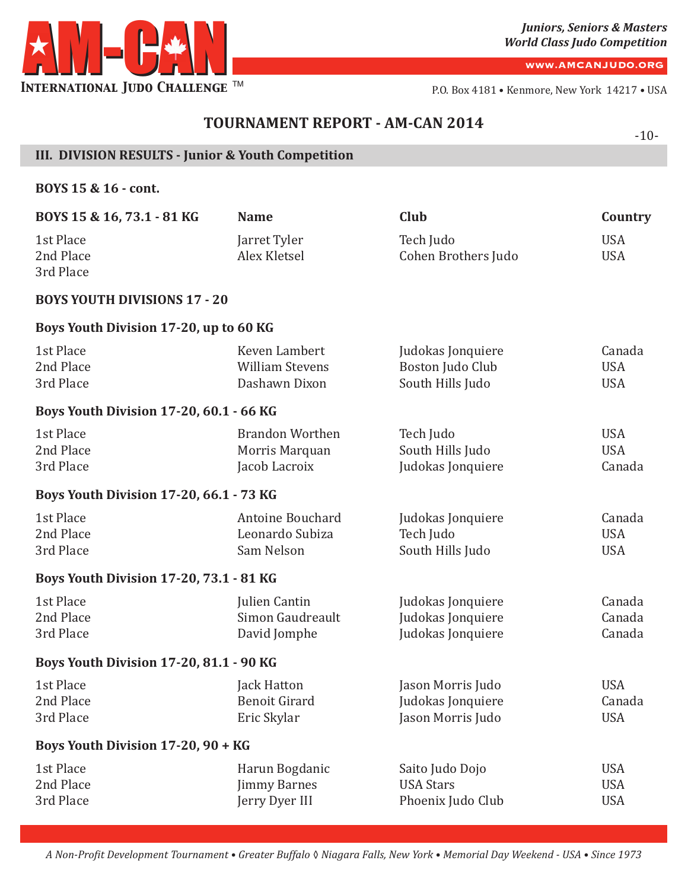## TOURNAMENT REPORT - AM-CAN 2014

## III. DIVISION RESULTS - Junior & Youth Competition

**BOYS 15 & 16 - cont.**

| BOYS 15 & 16, 73.1 - 81 KG | Name | Club | Country |
|---|---|---|---|
| 1st Place | Jarret Tyler | Tech Judo | USA |
| 2nd Place | Alex Kletsel | Cohen Brothers Judo | USA |
| 3rd Place | | | |

**BOYS YOUTH DIVISIONS 17 - 20**

**Boys Youth Division 17-20, up to 60 KG**

| | | | |
|---|---|---|---|
| 1st Place | Keven Lambert | Judokas Jonquiere | Canada |
| 2nd Place | William Stevens | Boston Judo Club | USA |
| 3rd Place | Dashawn Dixon | South Hills Judo | USA |

**Boys Youth Division 17-20, 60.1 - 66 KG**

| | | | |
|---|---|---|---|
| 1st Place | Brandon Worthen | Tech Judo | USA |
| 2nd Place | Morris Marquan | South Hills Judo | USA |
| 3rd Place | Jacob Lacroix | Judokas Jonquiere | Canada |

**Boys Youth Division 17-20, 66.1 - 73 KG**

| | | | |
|---|---|---|---|
| 1st Place | Antoine Bouchard | Judokas Jonquiere | Canada |
| 2nd Place | Leonardo Subiza | Tech Judo | USA |
| 3rd Place | Sam Nelson | South Hills Judo | USA |

**Boys Youth Division 17-20, 73.1 - 81 KG**

| | | | |
|---|---|---|---|
| 1st Place | Julien Cantin | Judokas Jonquiere | Canada |
| 2nd Place | Simon Gaudreault | Judokas Jonquiere | Canada |
| 3rd Place | David Jomphe | Judokas Jonquiere | Canada |

**Boys Youth Division 17-20, 81.1 - 90 KG**

| | | | |
|---|---|---|---|
| 1st Place | Jack Hatton | Jason Morris Judo | USA |
| 2nd Place | Benoit Girard | Judokas Jonquiere | Canada |
| 3rd Place | Eric Skylar | Jason Morris Judo | USA |

**Boys Youth Division 17-20, 90 + KG**

| | | | |
|---|---|---|---|
| 1st Place | Harun Bogdanic | Saito Judo Dojo | USA |
| 2nd Place | Jimmy Barnes | USA Stars | USA |
| 3rd Place | Jerry Dyer III | Phoenix Judo Club | USA |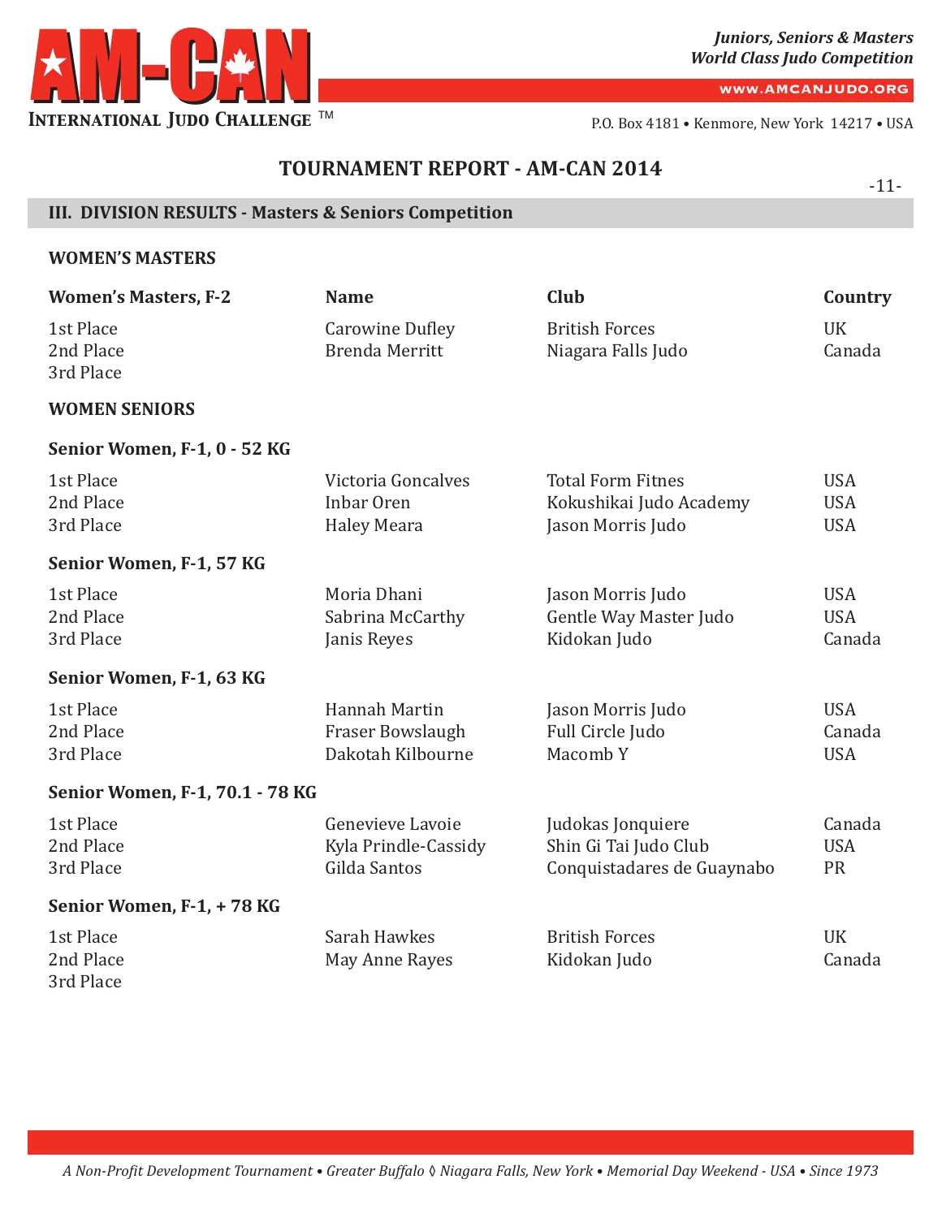## TOURNAMENT REPORT - AM-CAN 2014

### III. DIVISION RESULTS - Masters & Seniors Competition

#### WOMEN'S MASTERS

| Women's Masters, F-2 | Name | Club | Country |
|---|---|---|---|
| 1st Place | Carowine Dufley | British Forces | UK |
| 2nd Place | Brenda Merritt | Niagara Falls Judo | Canada |
| 3rd Place | | | |

#### WOMEN SENIORS

| Senior Women, F-1, 0 - 52 KG | | | |
|---|---|---|---|
| 1st Place | Victoria Goncalves | Total Form Fitnes | USA |
| 2nd Place | Inbar Oren | Kokushikai Judo Academy | USA |
| 3rd Place | Haley Meara | Jason Morris Judo | USA |

| Senior Women, F-1, 57 KG | | | |
|---|---|---|---|
| 1st Place | Moria Dhani | Jason Morris Judo | USA |
| 2nd Place | Sabrina McCarthy | Gentle Way Master Judo | USA |
| 3rd Place | Janis Reyes | Kidokan Judo | Canada |

| Senior Women, F-1, 63 KG | | | |
|---|---|---|---|
| 1st Place | Hannah Martin | Jason Morris Judo | USA |
| 2nd Place | Fraser Bowslaugh | Full Circle Judo | Canada |
| 3rd Place | Dakotah Kilbourne | Macomb Y | USA |

| Senior Women, F-1, 70.1 - 78 KG | | | |
|---|---|---|---|
| 1st Place | Genevieve Lavoie | Judokas Jonquiere | Canada |
| 2nd Place | Kyla Prindle-Cassidy | Shin Gi Tai Judo Club | USA |
| 3rd Place | Gilda Santos | Conquistadares de Guaynabo | PR |

| Senior Women, F-1, + 78 KG | | | |
|---|---|---|---|
| 1st Place | Sarah Hawkes | British Forces | UK |
| 2nd Place | May Anne Rayes | Kidokan Judo | Canada |
| 3rd Place | | | |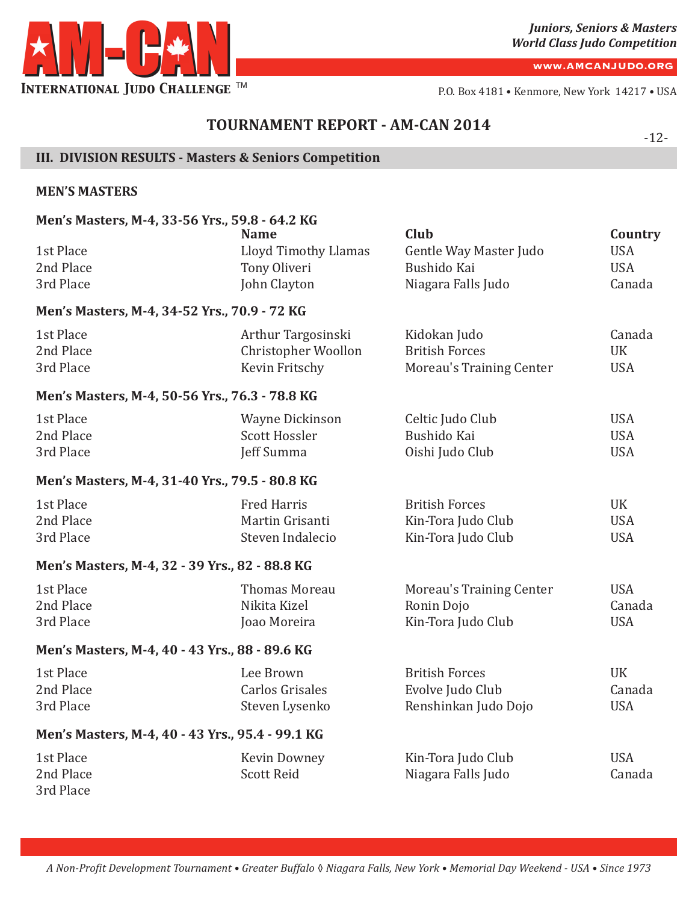# TOURNAMENT REPORT - AM-CAN 2014

## III. DIVISION RESULTS - Masters & Seniors Competition

### MEN'S MASTERS

**Men's Masters, M-4, 33-56 Yrs., 59.8 - 64.2 KG**

| | Name | Club | Country |
|---|---|---|---|
| 1st Place | Lloyd Timothy Llamas | Gentle Way Master Judo | USA |
| 2nd Place | Tony Oliveri | Bushido Kai | USA |
| 3rd Place | John Clayton | Niagara Falls Judo | Canada |

**Men's Masters, M-4, 34-52 Yrs., 70.9 - 72 KG**

| | | | |
|---|---|---|---|
| 1st Place | Arthur Targosinski | Kidokan Judo | Canada |
| 2nd Place | Christopher Woollon | British Forces | UK |
| 3rd Place | Kevin Fritschy | Moreau's Training Center | USA |

**Men's Masters, M-4, 50-56 Yrs., 76.3 - 78.8 KG**

| | | | |
|---|---|---|---|
| 1st Place | Wayne Dickinson | Celtic Judo Club | USA |
| 2nd Place | Scott Hossler | Bushido Kai | USA |
| 3rd Place | Jeff Summa | Oishi Judo Club | USA |

**Men's Masters, M-4, 31-40 Yrs., 79.5 - 80.8 KG**

| | | | |
|---|---|---|---|
| 1st Place | Fred Harris | British Forces | UK |
| 2nd Place | Martin Grisanti | Kin-Tora Judo Club | USA |
| 3rd Place | Steven Indalecio | Kin-Tora Judo Club | USA |

**Men's Masters, M-4, 32 - 39 Yrs., 82 - 88.8 KG**

| | | | |
|---|---|---|---|
| 1st Place | Thomas Moreau | Moreau's Training Center | USA |
| 2nd Place | Nikita Kizel | Ronin Dojo | Canada |
| 3rd Place | Joao Moreira | Kin-Tora Judo Club | USA |

**Men's Masters, M-4, 40 - 43 Yrs., 88 - 89.6 KG**

| | | | |
|---|---|---|---|
| 1st Place | Lee Brown | British Forces | UK |
| 2nd Place | Carlos Grisales | Evolve Judo Club | Canada |
| 3rd Place | Steven Lysenko | Renshinkan Judo Dojo | USA |

**Men's Masters, M-4, 40 - 43 Yrs., 95.4 - 99.1 KG**

| | | | |
|---|---|---|---|
| 1st Place | Kevin Downey | Kin-Tora Judo Club | USA |
| 2nd Place | Scott Reid | Niagara Falls Judo | Canada |
| 3rd Place | | | |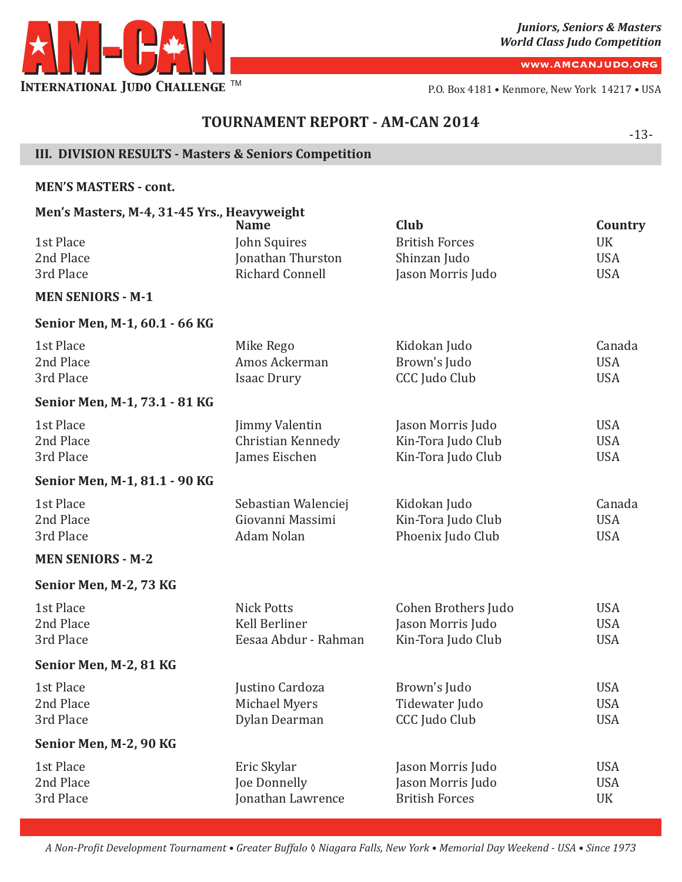# TOURNAMENT REPORT - AM-CAN 2014

## III. DIVISION RESULTS - Masters & Seniors Competition

### MEN'S MASTERS - cont.

#### Men's Masters, M-4, 31-45 Yrs., Heavyweight

| | Name | Club | Country |
|---|---|---|---|
| 1st Place | John Squires | British Forces | UK |
| 2nd Place | Jonathan Thurston | Shinzan Judo | USA |
| 3rd Place | Richard Connell | Jason Morris Judo | USA |

### MEN SENIORS - M-1

#### Senior Men, M-1, 60.1 - 66 KG

| | | | |
|---|---|---|---|
| 1st Place | Mike Rego | Kidokan Judo | Canada |
| 2nd Place | Amos Ackerman | Brown's Judo | USA |
| 3rd Place | Isaac Drury | CCC Judo Club | USA |

#### Senior Men, M-1, 73.1 - 81 KG

| | | | |
|---|---|---|---|
| 1st Place | Jimmy Valentin | Jason Morris Judo | USA |
| 2nd Place | Christian Kennedy | Kin-Tora Judo Club | USA |
| 3rd Place | James Eischen | Kin-Tora Judo Club | USA |

#### Senior Men, M-1, 81.1 - 90 KG

| | | | |
|---|---|---|---|
| 1st Place | Sebastian Walenciej | Kidokan Judo | Canada |
| 2nd Place | Giovanni Massimi | Kin-Tora Judo Club | USA |
| 3rd Place | Adam Nolan | Phoenix Judo Club | USA |

### MEN SENIORS - M-2

#### Senior Men, M-2, 73 KG

| | | | |
|---|---|---|---|
| 1st Place | Nick Potts | Cohen Brothers Judo | USA |
| 2nd Place | Kell Berliner | Jason Morris Judo | USA |
| 3rd Place | Eesaa Abdur - Rahman | Kin-Tora Judo Club | USA |

#### Senior Men, M-2, 81 KG

| | | | |
|---|---|---|---|
| 1st Place | Justino Cardoza | Brown's Judo | USA |
| 2nd Place | Michael Myers | Tidewater Judo | USA |
| 3rd Place | Dylan Dearman | CCC Judo Club | USA |

#### Senior Men, M-2, 90 KG

| | | | |
|---|---|---|---|
| 1st Place | Eric Skylar | Jason Morris Judo | USA |
| 2nd Place | Joe Donnelly | Jason Morris Judo | USA |
| 3rd Place | Jonathan Lawrence | British Forces | UK |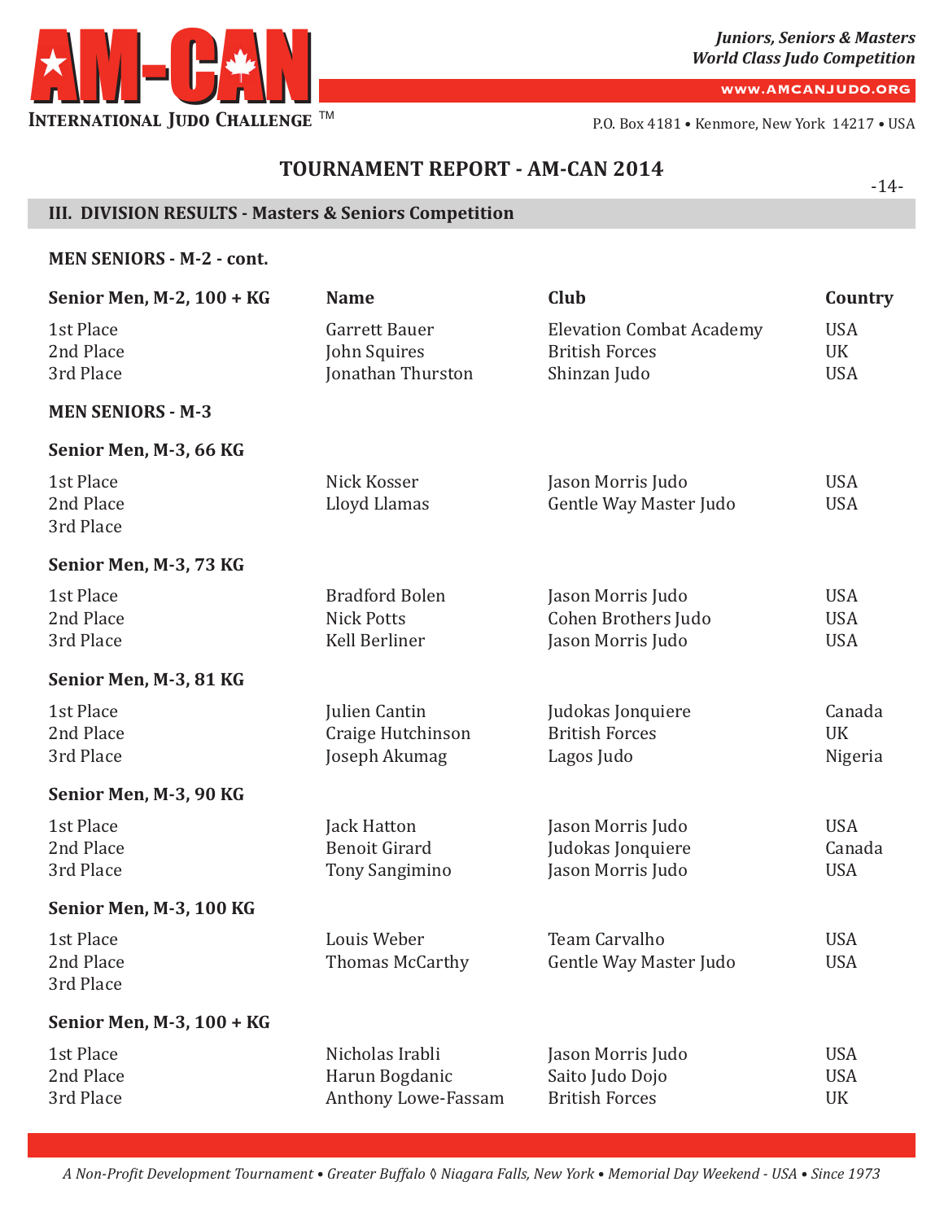## TOURNAMENT REPORT - AM-CAN 2014

### III. DIVISION RESULTS - Masters & Seniors Competition

**MEN SENIORS - M-2 - cont.**

| Senior Men, M-2, 100 + KG | Name | Club | Country |
|---|---|---|---|
| 1st Place | Garrett Bauer | Elevation Combat Academy | USA |
| 2nd Place | John Squires | British Forces | UK |
| 3rd Place | Jonathan Thurston | Shinzan Judo | USA |

**MEN SENIORS - M-3**

| Senior Men, M-3, 66 KG | | | |
|---|---|---|---|
| 1st Place | Nick Kosser | Jason Morris Judo | USA |
| 2nd Place | Lloyd Llamas | Gentle Way Master Judo | USA |
| 3rd Place | | | |

| Senior Men, M-3, 73 KG | | | |
|---|---|---|---|
| 1st Place | Bradford Bolen | Jason Morris Judo | USA |
| 2nd Place | Nick Potts | Cohen Brothers Judo | USA |
| 3rd Place | Kell Berliner | Jason Morris Judo | USA |

| Senior Men, M-3, 81 KG | | | |
|---|---|---|---|
| 1st Place | Julien Cantin | Judokas Jonquiere | Canada |
| 2nd Place | Craige Hutchinson | British Forces | UK |
| 3rd Place | Joseph Akumag | Lagos Judo | Nigeria |

| Senior Men, M-3, 90 KG | | | |
|---|---|---|---|
| 1st Place | Jack Hatton | Jason Morris Judo | USA |
| 2nd Place | Benoit Girard | Judokas Jonquiere | Canada |
| 3rd Place | Tony Sangimino | Jason Morris Judo | USA |

| Senior Men, M-3, 100 KG | | | |
|---|---|---|---|
| 1st Place | Louis Weber | Team Carvalho | USA |
| 2nd Place | Thomas McCarthy | Gentle Way Master Judo | USA |
| 3rd Place | | | |

| Senior Men, M-3, 100 + KG | | | |
|---|---|---|---|
| 1st Place | Nicholas Irabli | Jason Morris Judo | USA |
| 2nd Place | Harun Bogdanic | Saito Judo Dojo | USA |
| 3rd Place | Anthony Lowe-Fassam | British Forces | UK |